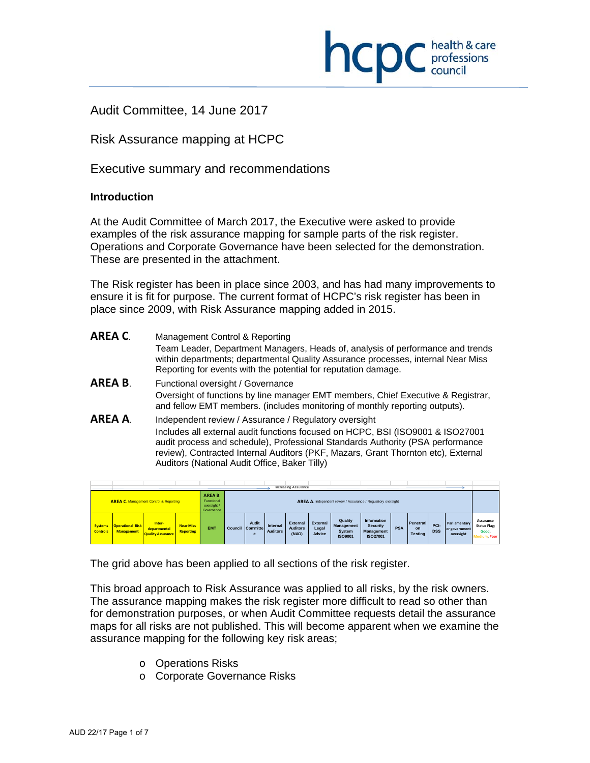Audit Committee, 14 June 2017

# Risk Assurance mapping at HCPC

## Executive summary and recommendations

### Introduction

At the Audit Committee of March 2017, the Executive were asked to provide examples of the risk assurance mapping for sample parts of the risk register. Operations and Corporate Governance have been selected for the demonstration. These are presented in the attachment.

The Risk register has been in place since 2003, and has had many improvements to ensure it is fit for purpose. The current format of HCPC's risk register has been in place since 2009, with Risk Assurance mapping added in 2015.

**AREA C**. Management Control & Reporting
Team Leader, Department Managers, Heads of, analysis of performance and trends within departments; departmental Quality Assurance processes, internal Near Miss Reporting for events with the potential for reputation damage.

**AREA B**. Functional oversight / Governance
Oversight of functions by line manager EMT members, Chief Executive & Registrar, and fellow EMT members. (includes monitoring of monthly reporting outputs).

**AREA A**. Independent review / Assurance / Regulatory oversight
Includes all external audit functions focused on HCPC, BSI (ISO9001 & ISO27001 audit process and schedule), Professional Standards Authority (PSA performance review), Contracted Internal Auditors (PKF, Mazars, Grant Thornton etc), External Auditors (National Audit Office, Baker Tilly)

| Increasing Assurance → | | | | | | | | | | | | | | | | | |
|---|---|---|---|---|---|---|---|---|---|---|---|---|---|---|---|---|---|
| **AREA C** Management Control & Reporting | | | | **AREA B** Functional oversight / Governance | **AREA A** Independent review / Assurance / Regulatory oversight | | | | | | | | | | | | |
| Systems Controls | Operational Risk Management | Inter-departmental Quality Assurance | Near Miss Reporting | EMT | Council | Audit Committee | Internal Auditors | External Auditors (NAO) | External Legal Advice | Quality Management System ISO9001 | Information Security Management ISO27001 | PSA | Penetration Testing | PCI-DSS | Parliamentary or government oversight | Assurance Status Flag; Good, Medium, Poor |

The grid above has been applied to all sections of the risk register.

This broad approach to Risk Assurance was applied to all risks, by the risk owners. The assurance mapping makes the risk register more difficult to read so other than for demonstration purposes, or when Audit Committee requests detail the assurance maps for all risks are not published. This will become apparent when we examine the assurance mapping for the following key risk areas;

- Operations Risks
- Corporate Governance Risks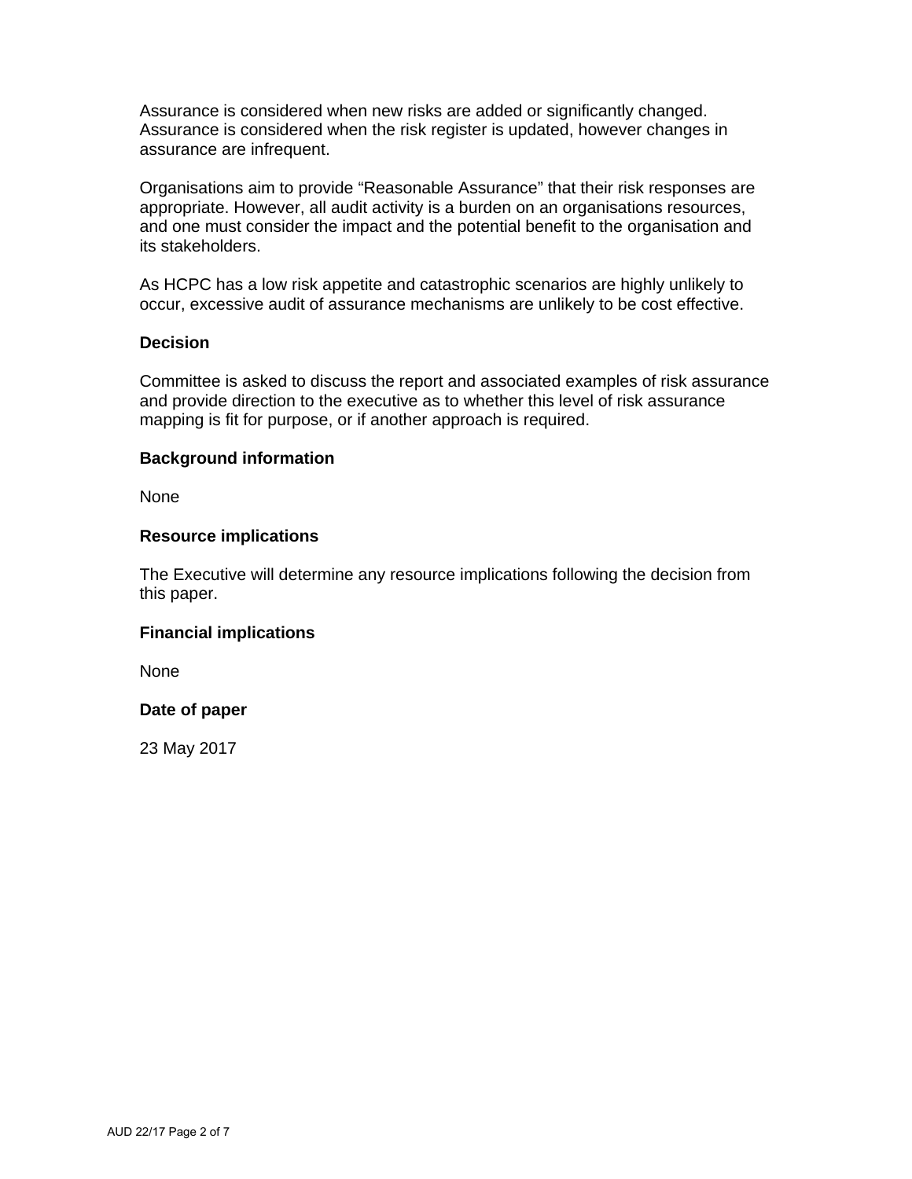Assurance is considered when new risks are added or significantly changed. Assurance is considered when the risk register is updated, however changes in assurance are infrequent.

Organisations aim to provide "Reasonable Assurance" that their risk responses are appropriate. However, all audit activity is a burden on an organisations resources, and one must consider the impact and the potential benefit to the organisation and its stakeholders.

As HCPC has a low risk appetite and catastrophic scenarios are highly unlikely to occur, excessive audit of assurance mechanisms are unlikely to be cost effective.

**Decision**

Committee is asked to discuss the report and associated examples of risk assurance and provide direction to the executive as to whether this level of risk assurance mapping is fit for purpose, or if another approach is required.

**Background information**

None

**Resource implications**

The Executive will determine any resource implications following the decision from this paper.

**Financial implications**

None

**Date of paper**

23 May 2017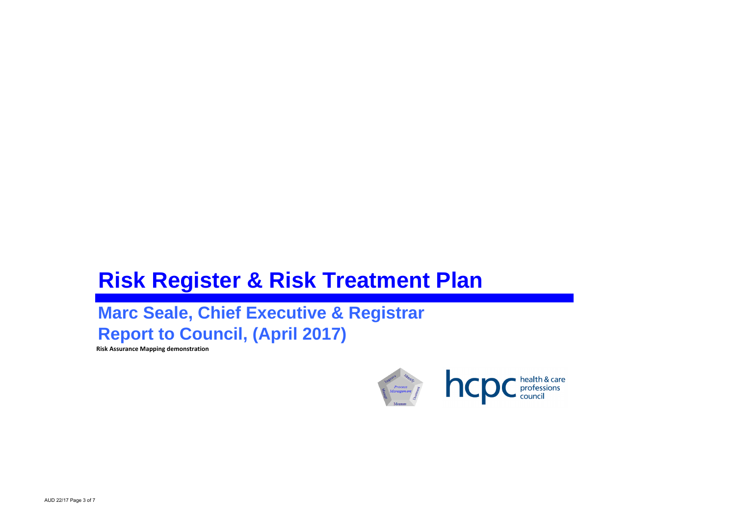# Risk Register & Risk Treatment Plan

## Marc Seale, Chief Executive & Registrar

## Report to Council, (April 2017)

**Risk Assurance Mapping demonstration**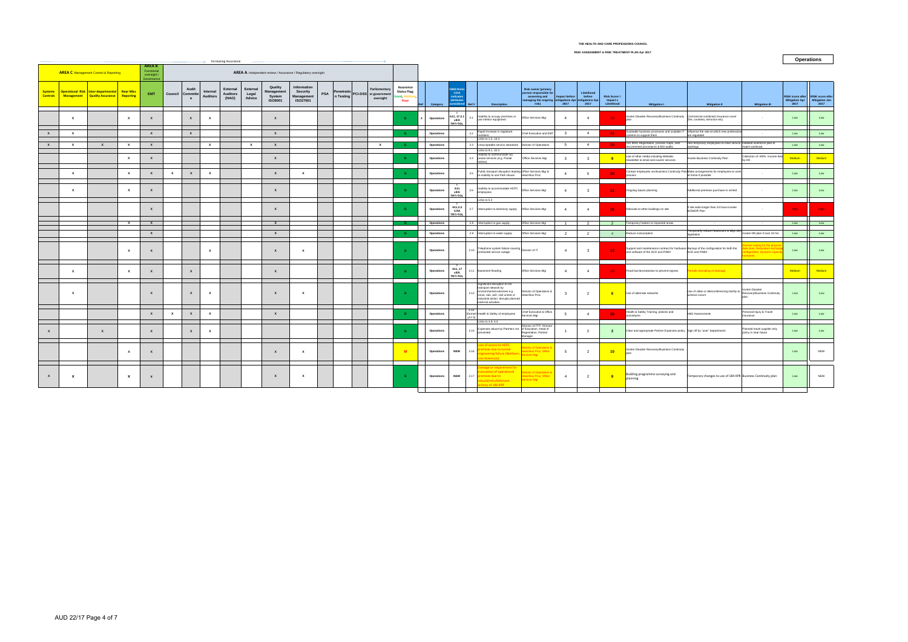# THE HEALTH AND CARE PROFESSIONS COUNCIL

## RISK ASSESSMENT & RISK TREATMENT PLAN Apr 2017

**Operations**

Increasing Assurance →

| AREA C. Management Control & Reporting | | | | AREA B. Functional oversight / Governance | AREA A. Independent review / Assurance / Regulatory oversight | | | | | | | | | | | | | | | | | | | | | | | | | | | | | |
|---|---|---|---|---|---|---|---|---|---|---|---|---|---|---|---|---|---|---|---|---|---|---|---|---|---|---|---|---|---|---|---|---|---|---|
| Systems Controls | Operational Risk Management | Inter-departmental Quality Assurance | Near Miss Reporting | EMT | Council | Audit Committee | Internal Auditors | External Auditors (NAO) | External Legal Advice | Quality Management System ISO9001 | Information Security Management ISO27001 | PSA | Penetration Testing | PCI-DSS | Parliamentary or government oversight | Assurance Status Flag Good, Medium, Poor | Ref | Category | ISMS Risks C/I/A indicates attributes considered | Ref # | Description | Risk owner (primary person responsible for assessing and managing the ongoing risk) | Impact before mitigations Apr 2017 | Likelihood before mitigations Apr 2017 | Risk Score = Impact x Likelihood | Mitigation I | Mitigation II | Mitigation III | RISK score after Mitigation Apr 2017 | RISK score after Mitigation Jan 2017 |
| | X | | X | X | | X | X | | | X | | | | | | G | 2 | Operations | A11, 17.2.1 x/I/A TRT>TOL | 2.1 | Inability to occupy premises or use interior equipment | Office Services Mgr | 4 | 4 | 16 | Invoke Disaster Recovery/Business Continuity plan | Commercial combined insurance cover (fire, contents, terrorism etc) | - | Low | Low |
| X | X | | | X | | X | | | | X | | | | | | G | | Operations | | 2.2 | Rapid increase in registrant numbers | Chief Executive and EMT | 3 | 4 | 12 | Scaleable business processes and scalable IT systems to support them | Influence the rate at which new professions are regulated | - | Low | Low |
| X | X | X | X | X | | | X | | X | X | | | | | X | G | | Operations | | 2.3 | Links to 1.2, 13.4 Unacceptable service standards | Director of Operations | 5 | 4 | 20 | ISO 9001 Registration, process maps, well documented procedures & BSI audits | Hire temporary employees to clear service backlogs | Detailed workforce plan to match workload. | Low | Low |
| | | | X | X | | | | | | X | | | | | | G | | Operations | | 2.4 | Links to 8.1, 10.4 Inability to communicate via postal services (e.g. Postal strikes) | Office Services Mgr | 3 | 3 | 9 | Use of other media including Website, newsletter & email and courier services | Invoke Business Continuity Plan | Collection of >80% income fees by DD | Medium | Medium |
| | X | | X | X | X | X | X | | | X | X | | | | | G | | Operations | | 2.5 | Public transport disruption leading to inability to use Park House | Office Services Mgr & Head Bus Proc | 4 | 5 | 20 | Contact employees via Business Continuity Plan process | Make arrangements for employees to work at home if possible | - | Low | Low |
| | X | | X | X | | | | | | X | | | | | | G | | Operations | A11 x/I/A TRT>TOL | 2.6 | Inability to accommodate HCPC employees | Office Services Mgr | 4 | 3 | 12 | Ongoing Space planning | Additional premises purchase or rented | - | Low | Low |
| | | | | X | | | | | | X | | | | | | G | | Operations | A11.2.2 C/I/A TRT>TOL | 2.7 | Links to 5.2 Interruption to electricity supply | Office Services Mgr | 4 | 4 | 16 | Relocate to other buildings on site | If site wide longer than 24 hours invoke BCM/DR Plan | - | High | High |
| | | | X | X | | | | | | X | | | | | | G | | Operations | | 2.8 | Interruption to gas supply | Office Services Mgr | 1 | 2 | 2 | Temporary heaters to impacted areas | - | | Low | Low |
| | | | | X | | | | | | X | | | | | | G | | Operations | | 2.9 | Interruption to water supply | Office Services Mgr | 2 | 2 | 4 | Reduce consumption | Temporarily reduce headcount to align with legislation | Invoke DR plan if over 24 hrs | Low | Low |
| | | | X | X | | | X | | | X | X | | | | | G | | Operations | | 2.10 | Telephone system failure causing protracted service outage | Director of IT | 4 | 3 | 12 | Support and maintenance contract for hardware and software of the ACD and PABX | Backup of the configuration for both the ACD and PABX | Diverse routing for the physical data lines. Redundant exchange configuration. Dynamic capacity increases. | Low | Low |
| | X | | X | X | | X | | | | X | | | | | | G | | Operations | A11, 17 x/I/A TRT>TOL | 2.11 | Basement flooding | Office Services Mgr | 4 | 4 | 16 | Flood barrier protection to prevent ingress | Periodic descaling of drainage | | Medium | Medium |
| | X | | | X | | X | X | | | X | X | | | | | G | | Operations | | 2.12 | Significant disruption to UK transport network by environmental extremes e.g. snow, rain, ash; civil unrest or industrial action; disrupts planned external activities | Director of Operations & Head Bus Proc | 3 | 2 | 6 | Use of alternate networks | Use of video or teleconferencing facility to achieve corum | Invoke Disaster Recovery/Business Continuity plan | Low | Low |
| | | | | X | X | X | X | | | X | | | | | | G | | Operations | | 2.14 (former 11.5) | Health & Safety of employees | Chief Executive & Office Services Mgr | 5 | 4 | 20 | Health & Safety Training, policies and procedures | H&S Assessments | Personal Injury & Travel insurance | Low | Low |
| X | | X | | X | | X | X | | | | | | | | | G | | Operations | | 2.15 | Links to 4.8, 6.3 Expenses abuse by Partners not prevented | Director of FTP, Director of Education, Head of Registration, Partner Manager | 1 | 2 | 2 | Clear and appropriate Partner Expenses policy | Sign off by "user" departments | Planned travel supplier only policy in near future | Low | Low |
| | | | X | X | | | | | | X | X | | | | | M | | Operations | NEW | 2.16 | Loss of access to HCPC premises due to tunnel engineering failure (Northern Line Extension) | Director of Operations & Head Bus Proc, Office Services Mgr | 5 | 2 | 10 | Invoke Disaster Recovery/Business Continuity plan | | | Low | NEW |
| X | X | | X | X | | | | | | X | X | | | | | G | | Operations | NEW | 2.17 | Damage or requirement for evacuation of operational premises due to rebuild/refurbishment activity of 186 KPR | Director of Operations & Head Bus Proc, Office Services Mgr | 4 | 2 | 8 | Building programme surveying and planning | Temporary changes to use of 184 KPR | Business Continuity plan | Low | NEW |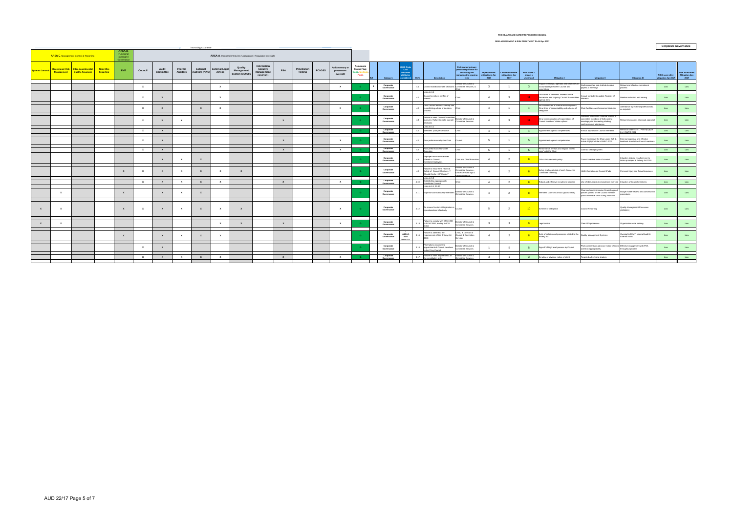THE HEALTH AND CARE PROFESSIONS COUNCIL

RISK ASSESSMENT & RISK TREATMENT PLAN Apr 2017

**Corporate Governance**

Increasing Assurance →

| AREA C Management Control & Reporting | | | | AREA B Functional oversight / Governance | AREA A Independent review / Assurance / Regulatory oversight | | | | | | | | | | | | | | | | | | | | | | | | | |
|---|---|---|---|---|---|---|---|---|---|---|---|---|---|---|---|---|---|---|---|---|---|---|---|---|---|---|---|---|---|---|
| Systems Controls | Operational Risk Management | Inter-departmental Quality Assurance | Near Miss Reporting | EMT | Council | Audit Committee | Internal Auditors | External Auditors (NAO) | External Legal Advice | Quality Management System ISO9001 | Information Security Management ISO27001 | PSA | Penetration Testing | PCI-DSS | Parliamentary or government oversight | Assurance Status Flag Good, Medium, Poor | Ref | Category | ISMS Risks CIAA indicates attributes considered | Ref # | Description | Risk owner (primary person responsible for assessing and managing the ongoing risk) | Impact before mitigations Apr 2017 | Likelihood before mitigations Apr 2017 | Risk Score = Impact x Likelihood | Mitigation I | Mitigation II | Mitigation III | RISK score after Mitigation Apr 2017 | RISK score after Mitigation Jan 2017 |
| | | | | | x | | | | x | | | | | | x | G | 4 | Corporate Governance | | 4.1 | Council inability to make decisions | Director of Council & Committee Services, & Chair | 3 | 1 | 3 | Regular meetings, agendas and clear terms of accountability between Council and committees | Well researched and drafted decision papers at meetings | Robust and effective recruitment process | Low | Low |
| | | | | | x | x | | | x | | | | | | | G | | Corporate Governance | | 4.2 | Links to 4.4 Council members conflict of interest | Chair | 4 | 3 | 12 | Disclosure of members' interests to the Secretariat and ongoing Council & committee agenda item | Annual reminder to update Register of interests | Member induction and training | Low | Low |
| | | | | | x | x | | x | x | | | | | | x | G | | Corporate Governance | | 4.3 | Poor Council decision making due to conflicting advice or decision process | Chair | 4 | 1 | 4 | Well researched & drafted decision papers. Clear lines of accountability and scheme of delegation | Chair facilitates well reasoned decisions | Attendance by external professionals, as required | Low | Low |
| | | | | | x | x | x | | | | | x | | | | G | | Corporate Governance | | 4.4 | Failure to meet Council/Committee quorums / failure to make quorate decisions | Director of Council & Committee Services | 4 | 3 | 12 | Clear communication of expectations of Council members' duties upfront | Adequate (minimum) notifying Council & committee members of forthcoming meetings prior to meeting totalling confirmation of attendance | Robust discussions at annual appraisal | Low | Low |
| | | | | | x | x | | | | | | | | | | G | | Corporate Governance | | 4.5 | Links to 4.1 Members' poor performance | Chair | 4 | 1 | 4 | Appointment against competencies | Annual appraisal of Council members | Removal under Sch 1, Para 9(1)(f) of the HSWPO 2001 | Low | Low |
| | | | | | x | x | | | | | | x | | | x | G | | Corporate Governance | | 4.6 | Poor performance by the Chair | Council | 5 | 1 | 5 | Appointment against competencies | Power to remove the Chair under Sch 1, Article 12(1) C of the HSWPO 2001 | External appraisal and effective feedback from fellow Council members | Low | Low |
| | | | | | x | x | | | | | | x | | | x | G | | Corporate Governance | | 4.7 | Poor performance by Chief Executive | Chair | 5 | 1 | 5 | Performance reviews and regular "one to ones" with the Chair | Contract of Employment | | Low | Low |
| | | | | | | x | x | x | | | | | | | | G | | Corporate Governance | | 4.8 | Improper financial incentives offered to Council members/employees | Chair and Chief Executive | 4 | 2 | 8 | Gifts & inducements policy | Council member code of conduct | Induction training re adherence to Nolan principles & Bribery Act 2010 | Low | Low |
| | | | | x | x | x | x | x | x | x | | | | | | G | | Corporate Governance | | 4.9 | Failure to ensure the Health & Safety of Council Members ? Should this be HCPC wide? | Director of Council & Committee Services, Office Services Mgr & Finance Director | 4 | 2 | 8 | Safety briefing at start of each Council or Committee meeting | H&S information on Council iPads | Personal Injury and Travel insurance | Low | Low |
| | | | | | x | x | x | x | x | | | x | | | x | G | | Corporate Governance | | 4.10 | Links to 4.5 Establishing appropriately constituted Council | Chair | 4 | 2 | 8 | Robust and effective recruitment process | Use of skills matrix in recruitment exercise | Induction of Council members | Low | Low |
| | x | | | x | | x | x | x | | | | | | | | G | | Corporate Governance | | 4.11 | Links to 6.1, 11.13 Expense claim abuse by members | Director of Council & Committee Services | 4 | 2 | 8 | Members Code of Conduct (public office) | Clear and comprehensive Council agreed policies posted on the Council member pack and made clear during induction | Budget holder review and authorisation procedures | Low | Low |
| x | x | | | x | x | x | x | x | x | x | | | | | x | G | | Corporate Governance | | 4.12 | To ensure Section 60 legislation is operationalised effectively | Council | 5 | 2 | 10 | Scheme of delegation | Council Reporting | Quality Management Processes (ISO9001) | Low | Low |
| x | x | | | | | | | | x | x | | x | | | x | G | | Corporate Governance | | 4.13 | Failure to comply with DPA 1998 or FOIA 2000, leading to ICO action | Director of Council & Committee Services | 3 | 3 | 9 | Legal advice | Clear ISO processes | Organisation wide training | Low | Low |
| | | | | x | | x | x | x | x | | | | | | | G | | Corporate Governance | A18.1.1 with TRT+TOL | 4.14 | Failure to adhere to the requirements of the Bribery Act 2010 | Chair , & Director of Council & Committee Services | 4 | 2 | 8 | Suite of policies and processes related to the Bribery Act | Quality Management Systems | Oversight of EMT, Internal Audit & External Audit | Low | Low |
| | | | | | x | x | | | | | | | | | | G | | Corporate Governance | | 4.16 | PSA fails to recommend appointment of Council members to the Privy Council | Director of Council & Committee Services | 1 | 5 | 5 | Sign off of high level process by Council | PSA comments on advance notice of intent acted on appropriately | Effective engagement with PSA throughout process | Low | Low |
| | | | | | x | x | x | x | x | | | x | | | x | G | | Corporate Governance | | 4.17 | Failure to meet requirements of the constitution order | Director of Council & Committee Services | 3 | 1 | 3 | Scrutiny of advance notice of intent | Targeted advertising strategy | - | Low | Low |

AUD 22/17 Page 5 of 7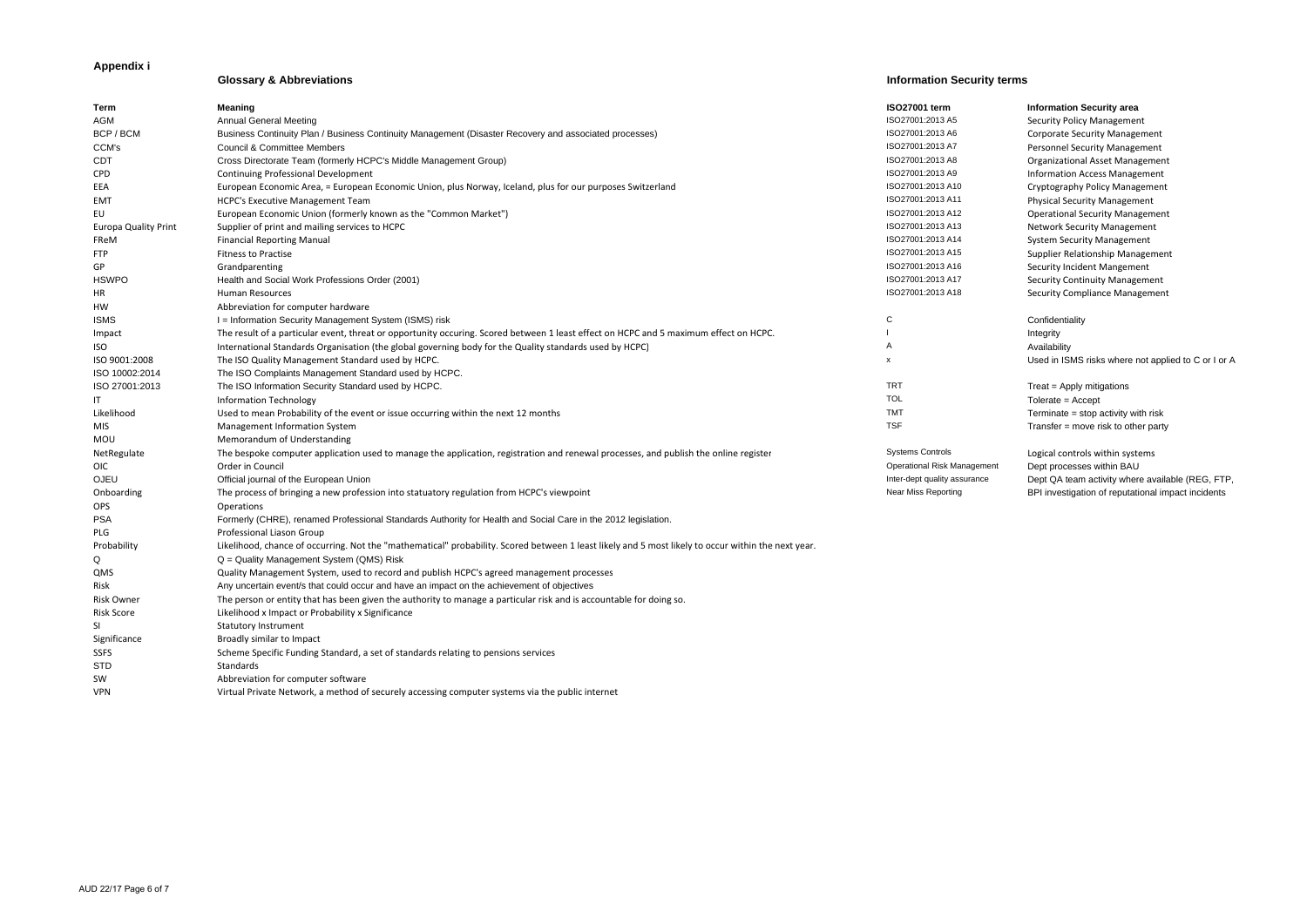# Appendix i

## Glossary & Abbreviations

| Term | Meaning |
|---|---|
| AGM | Annual General Meeting |
| BCP / BCM | Business Continuity Plan / Business Continuity Management (Disaster Recovery and associated processes) |
| CCM's | Council & Committee Members |
| CDT | Cross Directorate Team (formerly HCPC's Middle Management Group) |
| CPD | Continuing Professional Development |
| EEA | European Economic Area, = European Economic Union, plus Norway, Iceland, plus for our purposes Switzerland |
| EMT | HCPC's Executive Management Team |
| EU | European Economic Union (formerly known as the "Common Market") |
| Europa Quality Print | Supplier of print and mailing services to HCPC |
| FReM | Financial Reporting Manual |
| FTP | Fitness to Practise |
| GP | Grandparenting |
| HSWPO | Health and Social Work Professions Order (2001) |
| HR | Human Resources |
| HW | Abbreviation for computer hardware |
| ISMS | I = Information Security Management System (ISMS) risk |
| Impact | The result of a particular event, threat or opportunity occuring. Scored between 1 least effect on HCPC and 5 maximum effect on HCPC. |
| ISO | International Standards Organisation (the global governing body for the Quality standards used by HCPC) |
| ISO 9001:2008 | The ISO Quality Management Standard used by HCPC. |
| ISO 10002:2014 | The ISO Complaints Management Standard used by HCPC. |
| ISO 27001:2013 | The ISO Information Security Standard used by HCPC. |
| IT | Information Technology |
| Likelihood | Used to mean Probability of the event or issue occurring within the next 12 months |
| MIS | Management Information System |
| MOU | Memorandum of Understanding |
| NetRegulate | The bespoke computer application used to manage the application, registration and renewal processes, and publish the online register |
| OIC | Order in Council |
| OJEU | Official journal of the European Union |
| Onboarding | The process of bringing a new profession into statuatory regulation from HCPC's viewpoint |
| OPS | Operations |
| PSA | Formerly (CHRE), renamed Professional Standards Authority for Health and Social Care in the 2012 legislation. |
| PLG | Professional Liason Group |
| Probability | Likelihood, chance of occurring. Not the "mathematical" probability. Scored between 1 least likely and 5 most likely to occur within the next year. |
| Q | Q = Quality Management System (QMS) Risk |
| QMS | Quality Management System, used to record and publish HCPC's agreed management processes |
| Risk | Any uncertain event/s that could occur and have an impact on the achievement of objectives |
| Risk Owner | The person or entity that has been given the authority to manage a particular risk and is accountable for doing so. |
| Risk Score | Likelihood x Impact or Probability x Significance |
| SI | Statutory Instrument |
| Significance | Broadly similar to Impact |
| SSFS | Scheme Specific Funding Standard, a set of standards relating to pensions services |
| STD | Standards |
| SW | Abbreviation for computer software |
| VPN | Virtual Private Network, a method of securely accessing computer systems via the public internet |

## Information Security terms

| ISO27001 term | Information Security area |
|---|---|
| ISO27001:2013 A5 | Security Policy Management |
| ISO27001:2013 A6 | Corporate Security Management |
| ISO27001:2013 A7 | Personnel Security Management |
| ISO27001:2013 A8 | Organizational Asset Management |
| ISO27001:2013 A9 | Information Access Management |
| ISO27001:2013 A10 | Cryptography Policy Management |
| ISO27001:2013 A11 | Physical Security Management |
| ISO27001:2013 A12 | Operational Security Management |
| ISO27001:2013 A13 | Network Security Management |
| ISO27001:2013 A14 | System Security Management |
| ISO27001:2013 A15 | Supplier Relationship Management |
| ISO27001:2013 A16 | Security Incident Mangement |
| ISO27001:2013 A17 | Security Continuity Management |
| ISO27001:2013 A18 | Security Compliance Management |
| C | Confidentiality |
| I | Integrity |
| A | Availability |
| x | Used in ISMS risks where not applied to C or I or A |
| TRT | Treat = Apply mitigations |
| TOL | Tolerate = Accept |
| TMT | Terminate = stop activity with risk |
| TSF | Transfer = move risk to other party |
| Systems Controls | Logical controls within systems |
| Operational Risk Management | Dept processes within BAU |
| Inter-dept quality assurance | Dept QA team activity where available (REG, FTP, |
| Near Miss Reporting | BPI investigation of reputational impact incidents |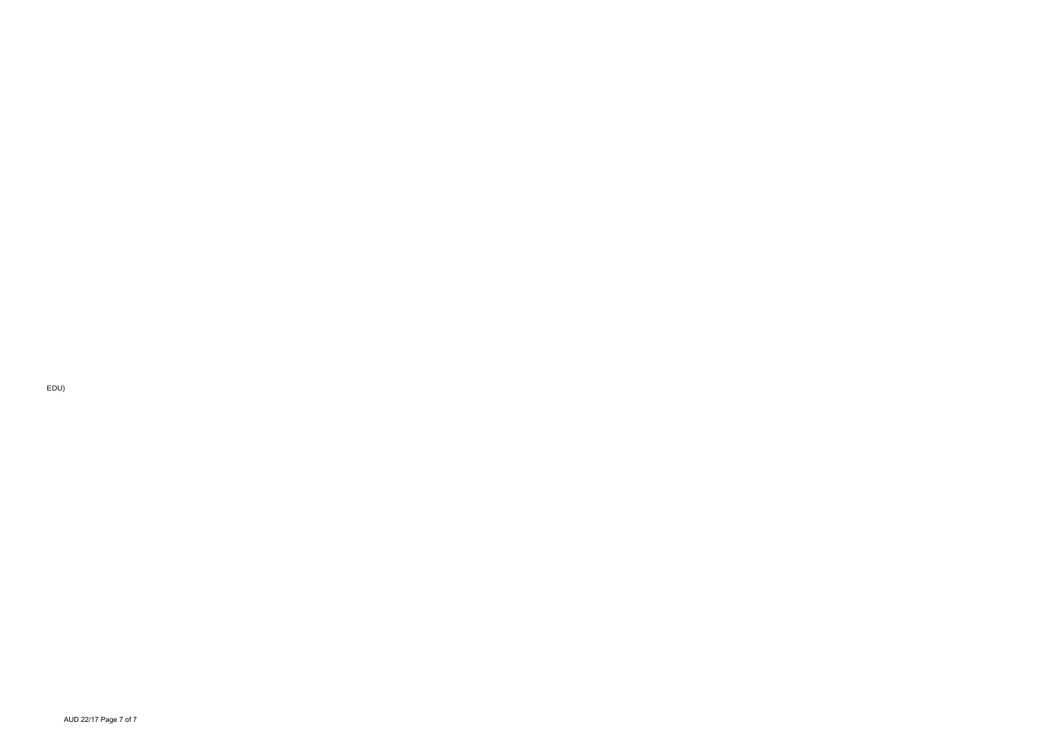EDU)